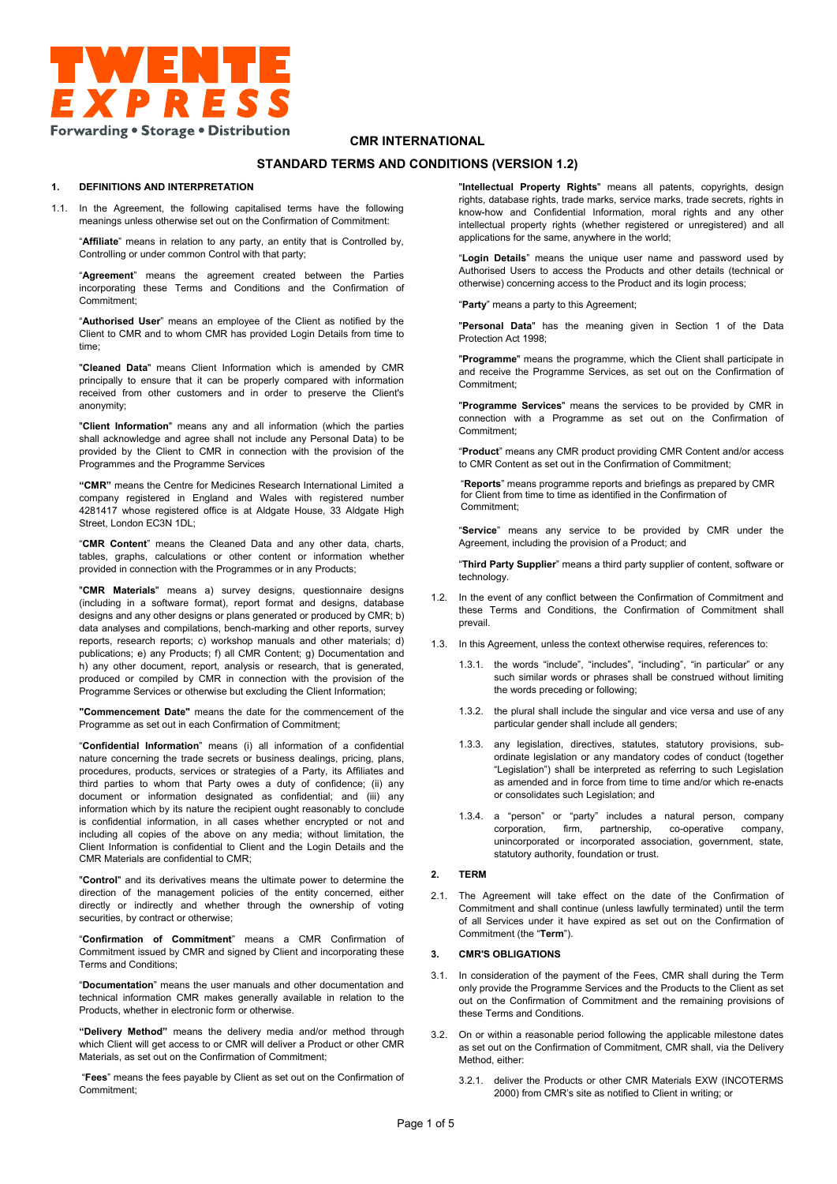TWENTE EXPRESS

Forwarding • Storage • Distribution

# CMR INTERNATIONAL

## STANDARD TERMS AND CONDITIONS (VERSION 1.2)

### 1. DEFINITIONS AND INTERPRETATION

1.1. In the Agreement, the following capitalised terms have the following meanings unless otherwise set out on the Confirmation of Commitment:

"**Affiliate**" means in relation to any party, an entity that is Controlled by, Controlling or under common Control with that party;

"**Agreement**" means the agreement created between the Parties incorporating these Terms and Conditions and the Confirmation of Commitment;

"**Authorised User**" means an employee of the Client as notified by the Client to CMR and to whom CMR has provided Login Details from time to time;

"**Cleaned Data**" means Client Information which is amended by CMR principally to ensure that it can be properly compared with information received from other customers and in order to preserve the Client's anonymity;

"**Client Information**" means any and all information (which the parties shall acknowledge and agree shall not include any Personal Data) to be provided by the Client to CMR in connection with the provision of the Programmes and the Programme Services

**"CMR"** means the Centre for Medicines Research International Limited a company registered in England and Wales with registered number 4281417 whose registered office is at Aldgate House, 33 Aldgate High Street, London EC3N 1DL;

"**CMR Content**" means the Cleaned Data and any other data, charts, tables, graphs, calculations or other content or information whether provided in connection with the Programmes or in any Products;

"**CMR Materials**" means a) survey designs, questionnaire designs (including in a software format), report format and designs, database designs and any other designs or plans generated or produced by CMR; b) data analyses and compilations, bench-marking and other reports, survey reports, research reports; c) workshop manuals and other materials; d) publications; e) any Products; f) all CMR Content; g) Documentation and h) any other document, report, analysis or research, that is generated, produced or compiled by CMR in connection with the provision of the Programme Services or otherwise but excluding the Client Information;

**"Commencement Date"** means the date for the commencement of the Programme as set out in each Confirmation of Commitment;

"**Confidential Information**" means (i) all information of a confidential nature concerning the trade secrets or business dealings, pricing, plans, procedures, products, services or strategies of a Party, its Affiliates and third parties to whom that Party owes a duty of confidence; (ii) any document or information designated as confidential; and (iii) any information which by its nature the recipient ought reasonably to conclude is confidential information, in all cases whether encrypted or not and including all copies of the above on any media; without limitation, the Client Information is confidential to Client and the Login Details and the CMR Materials are confidential to CMR;

"**Control**" and its derivatives means the ultimate power to determine the direction of the management policies of the entity concerned, either directly or indirectly and whether through the ownership of voting securities, by contract or otherwise;

"**Confirmation of Commitment**" means a CMR Confirmation of Commitment issued by CMR and signed by Client and incorporating these Terms and Conditions;

"**Documentation**" means the user manuals and other documentation and technical information CMR makes generally available in relation to the Products, whether in electronic form or otherwise.

**"Delivery Method"** means the delivery media and/or method through which Client will get access to or CMR will deliver a Product or other CMR Materials, as set out on the Confirmation of Commitment;

"**Fees**" means the fees payable by Client as set out on the Confirmation of Commitment;

"**Intellectual Property Rights**" means all patents, copyrights, design rights, database rights, trade marks, service marks, trade secrets, rights in know-how and Confidential Information, moral rights and any other intellectual property rights (whether registered or unregistered) and all applications for the same, anywhere in the world;

"**Login Details**" means the unique user name and password used by Authorised Users to access the Products and other details (technical or otherwise) concerning access to the Product and its login process;

"**Party**" means a party to this Agreement;

"**Personal Data**" has the meaning given in Section 1 of the Data Protection Act 1998;

"**Programme**" means the programme, which the Client shall participate in and receive the Programme Services, as set out on the Confirmation of Commitment;

"**Programme Services**" means the services to be provided by CMR in connection with a Programme as set out on the Confirmation of Commitment;

"**Product**" means any CMR product providing CMR Content and/or access to CMR Content as set out in the Confirmation of Commitment;

"**Reports**" means programme reports and briefings as prepared by CMR for Client from time to time as identified in the Confirmation of Commitment;

"**Service**" means any service to be provided by CMR under the Agreement, including the provision of a Product; and

"**Third Party Supplier**" means a third party supplier of content, software or technology.

1.2. In the event of any conflict between the Confirmation of Commitment and these Terms and Conditions, the Confirmation of Commitment shall prevail.

1.3. In this Agreement, unless the context otherwise requires, references to:

1.3.1. the words "include", "includes", "including", "in particular" or any such similar words or phrases shall be construed without limiting the words preceding or following;

1.3.2. the plural shall include the singular and vice versa and use of any particular gender shall include all genders;

1.3.3. any legislation, directives, statutes, statutory provisions, sub-ordinate legislation or any mandatory codes of conduct (together "Legislation") shall be interpreted as referring to such Legislation as amended and in force from time to time and/or which re-enacts or consolidates such Legislation; and

1.3.4. a "person" or "party" includes a natural person, company corporation, firm, partnership, co-operative company, unincorporated or incorporated association, government, state, statutory authority, foundation or trust.

### 2. TERM

2.1. The Agreement will take effect on the date of the Confirmation of Commitment and shall continue (unless lawfully terminated) until the term of all Services under it have expired as set out on the Confirmation of Commitment (the "**Term**").

### 3. CMR'S OBLIGATIONS

3.1. In consideration of the payment of the Fees, CMR shall during the Term only provide the Programme Services and the Products to the Client as set out on the Confirmation of Commitment and the remaining provisions of these Terms and Conditions.

3.2. On or within a reasonable period following the applicable milestone dates as set out on the Confirmation of Commitment, CMR shall, via the Delivery Method, either:

3.2.1. deliver the Products or other CMR Materials EXW (INCOTERMS 2000) from CMR's site as notified to Client in writing; or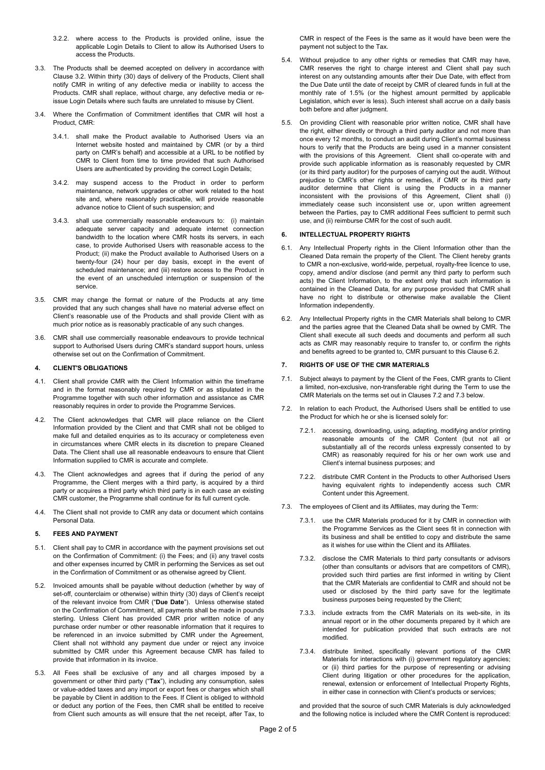3.2.2. where access to the Products is provided online, issue the applicable Login Details to Client to allow its Authorised Users to access the Products.

3.3. The Products shall be deemed accepted on delivery in accordance with Clause 3.2. Within thirty (30) days of delivery of the Products, Client shall notify CMR in writing of any defective media or inability to access the Products. CMR shall replace, without charge, any defective media or re-issue Login Details where such faults are unrelated to misuse by Client.

3.4. Where the Confirmation of Commitment identifies that CMR will host a Product, CMR:

3.4.1. shall make the Product available to Authorised Users via an Internet website hosted and maintained by CMR (or by a third party on CMR's behalf) and accessible at a URL to be notified by CMR to Client from time to time provided that such Authorised Users are authenticated by providing the correct Login Details;

3.4.2. may suspend access to the Product in order to perform maintenance, network upgrades or other work related to the host site and, where reasonably practicable, will provide reasonable advance notice to Client of such suspension; and

3.4.3. shall use commercially reasonable endeavours to: (i) maintain adequate server capacity and adequate internet connection bandwidth to the location where CMR hosts its servers, in each case, to provide Authorised Users with reasonable access to the Product; (ii) make the Product available to Authorised Users on a twenty-four (24) hour per day basis, except in the event of scheduled maintenance; and (iii) restore access to the Product in the event of an unscheduled interruption or suspension of the service.

3.5. CMR may change the format or nature of the Products at any time provided that any such changes shall have no material adverse effect on Client's reasonable use of the Products and shall provide Client with as much prior notice as is reasonably practicable of any such changes.

3.6. CMR shall use commercially reasonable endeavours to provide technical support to Authorised Users during CMR's standard support hours, unless otherwise set out on the Confirmation of Commitment.

## 4. CLIENT'S OBLIGATIONS

4.1. Client shall provide CMR with the Client Information within the timeframe and in the format reasonably required by CMR or as stipulated in the Programme together with such other information and assistance as CMR reasonably requires in order to provide the Programme Services.

4.2. The Client acknowledges that CMR will place reliance on the Client Information provided by the Client and that CMR shall not be obliged to make full and detailed enquiries as to its accuracy or completeness even in circumstances where CMR elects in its discretion to prepare Cleaned Data. The Client shall use all reasonable endeavours to ensure that Client Information supplied to CMR is accurate and complete.

4.3. The Client acknowledges and agrees that if during the period of any Programme, the Client merges with a third party, is acquired by a third party or acquires a third party which third party is in each case an existing CMR customer, the Programme shall continue for its full current cycle.

4.4. The Client shall not provide to CMR any data or document which contains Personal Data.

## 5. FEES AND PAYMENT

5.1. Client shall pay to CMR in accordance with the payment provisions set out on the Confirmation of Commitment: (i) the Fees; and (ii) any travel costs and other expenses incurred by CMR in performing the Services as set out in the Confirmation of Commitment or as otherwise agreed by Client.

5.2. Invoiced amounts shall be payable without deduction (whether by way of set-off, counterclaim or otherwise) within thirty (30) days of Client's receipt of the relevant invoice from CMR ("**Due Date**"). Unless otherwise stated on the Confirmation of Commitment, all payments shall be made in pounds sterling. Unless Client has provided CMR prior written notice of any purchase order number or other reasonable information that it requires to be referenced in an invoice submitted by CMR under the Agreement, Client shall not withhold any payment due under or reject any invoice submitted by CMR under this Agreement because CMR has failed to provide that information in its invoice.

5.3. All Fees shall be exclusive of any and all charges imposed by a government or other third party ("**Tax**"), including any consumption, sales or value-added taxes and any import or export fees or charges which shall be payable by Client in addition to the Fees. If Client is obliged to withhold or deduct any portion of the Fees, then CMR shall be entitled to receive from Client such amounts as will ensure that the net receipt, after Tax, to CMR in respect of the Fees is the same as it would have been were the payment not subject to the Tax.

5.4. Without prejudice to any other rights or remedies that CMR may have, CMR reserves the right to charge interest and Client shall pay such interest on any outstanding amounts after their Due Date, with effect from the Due Date until the date of receipt by CMR of cleared funds in full at the monthly rate of 1.5% (or the highest amount permitted by applicable Legislation, which ever is less). Such interest shall accrue on a daily basis both before and after judgment.

5.5. On providing Client with reasonable prior written notice, CMR shall have the right, either directly or through a third party auditor and not more than once every 12 months, to conduct an audit during Client's normal business hours to verify that the Products are being used in a manner consistent with the provisions of this Agreement. Client shall co-operate with and provide such applicable information as is reasonably requested by CMR (or its third party auditor) for the purposes of carrying out the audit. Without prejudice to CMR's other rights or remedies, if CMR or its third party auditor determine that Client is using the Products in a manner inconsistent with the provisions of this Agreement, Client shall (i) immediately cease such inconsistent use or, upon written agreement between the Parties, pay to CMR additional Fees sufficient to permit such use, and (ii) reimburse CMR for the cost of such audit.

## 6. INTELLECTUAL PROPERTY RIGHTS

6.1. Any Intellectual Property rights in the Client Information other than the Cleaned Data remain the property of the Client. The Client hereby grants to CMR a non-exclusive, world-wide, perpetual, royalty-free licence to use, copy, amend and/or disclose (and permit any third party to perform such acts) the Client Information, to the extent only that such information is contained in the Cleaned Data, for any purpose provided that CMR shall have no right to distribute or otherwise make available the Client Information independently.

6.2. Any Intellectual Property rights in the CMR Materials shall belong to CMR and the parties agree that the Cleaned Data shall be owned by CMR. The Client shall execute all such deeds and documents and perform all such acts as CMR may reasonably require to transfer to, or confirm the rights and benefits agreed to be granted to, CMR pursuant to this Clause 6.2.

## 7. RIGHTS OF USE OF THE CMR MATERIALS

7.1. Subject always to payment by the Client of the Fees, CMR grants to Client a limited, non-exclusive, non-transferable right during the Term to use the CMR Materials on the terms set out in Clauses 7.2 and 7.3 below.

7.2. In relation to each Product, the Authorised Users shall be entitled to use the Product for which he or she is licensed solely for:

7.2.1. accessing, downloading, using, adapting, modifying and/or printing reasonable amounts of the CMR Content (but not all or substantially all of the records unless expressly consented to by CMR) as reasonably required for his or her own work use and Client's internal business purposes; and

7.2.2. distribute CMR Content in the Products to other Authorised Users having equivalent rights to independently access such CMR Content under this Agreement.

7.3. The employees of Client and its Affiliates, may during the Term:

7.3.1. use the CMR Materials produced for it by CMR in connection with the Programme Services as the Client sees fit in connection with its business and shall be entitled to copy and distribute the same as it wishes for use within the Client and its Affiliates.

7.3.2. disclose the CMR Materials to third party consultants or advisors (other than consultants or advisors that are competitors of CMR), provided such third parties are first informed in writing by Client that the CMR Materials are confidential to CMR and should not be used or disclosed by the third party save for the legitimate business purposes being requested by the Client;

7.3.3. include extracts from the CMR Materials on its web-site, in its annual report or in the other documents prepared by it which are intended for publication provided that such extracts are not modified.

7.3.4. distribute limited, specifically relevant portions of the CMR Materials for interactions with (i) government regulatory agencies; or (ii) third parties for the purpose of representing or advising Client during litigation or other procedures for the application, renewal, extension or enforcement of Intellectual Property Rights, in either case in connection with Client's products or services;

and provided that the source of such CMR Materials is duly acknowledged and the following notice is included where the CMR Content is reproduced: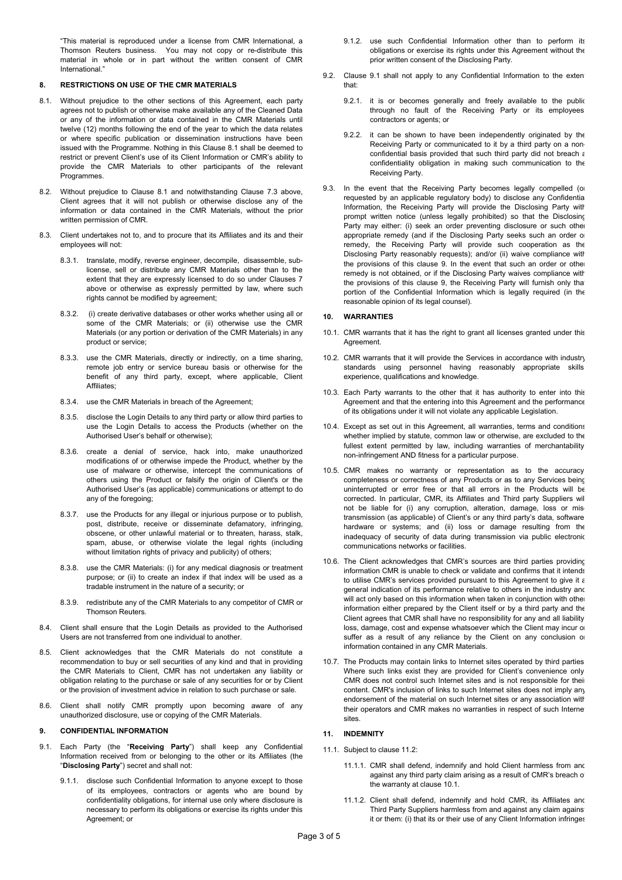"This material is reproduced under a license from CMR International, a Thomson Reuters business. You may not copy or re-distribute this material in whole or in part without the written consent of CMR International."

## 8. RESTRICTIONS ON USE OF THE CMR MATERIALS

8.1. Without prejudice to the other sections of this Agreement, each party agrees not to publish or otherwise make available any of the Cleaned Data or any of the information or data contained in the CMR Materials until twelve (12) months following the end of the year to which the data relates or where specific publication or dissemination instructions have been issued with the Programme. Nothing in this Clause 8.1 shall be deemed to restrict or prevent Client's use of its Client Information or CMR's ability to provide the CMR Materials to other participants of the relevant Programmes.

8.2. Without prejudice to Clause 8.1 and notwithstanding Clause 7.3 above, Client agrees that it will not publish or otherwise disclose any of the information or data contained in the CMR Materials, without the prior written permission of CMR.

8.3. Client undertakes not to, and to procure that its Affiliates and its and their employees will not:

8.3.1. translate, modify, reverse engineer, decompile, disassemble, sub-license, sell or distribute any CMR Materials other than to the extent that they are expressly licensed to do so under Clauses 7 above or otherwise as expressly permitted by law, where such rights cannot be modified by agreement;

8.3.2. (i) create derivative databases or other works whether using all or some of the CMR Materials; or (ii) otherwise use the CMR Materials (or any portion or derivation of the CMR Materials) in any product or service;

8.3.3. use the CMR Materials, directly or indirectly, on a time sharing, remote job entry or service bureau basis or otherwise for the benefit of any third party, except, where applicable, Client Affiliates;

8.3.4. use the CMR Materials in breach of the Agreement;

8.3.5. disclose the Login Details to any third party or allow third parties to use the Login Details to access the Products (whether on the Authorised User's behalf or otherwise);

8.3.6. create a denial of service, hack into, make unauthorized modifications of or otherwise impede the Product, whether by the use of malware or otherwise, intercept the communications of others using the Product or falsify the origin of Client's or the Authorised User's (as applicable) communications or attempt to do any of the foregoing;

8.3.7. use the Products for any illegal or injurious purpose or to publish, post, distribute, receive or disseminate defamatory, infringing, obscene, or other unlawful material or to threaten, harass, stalk, spam, abuse, or otherwise violate the legal rights (including without limitation rights of privacy and publicity) of others;

8.3.8. use the CMR Materials: (i) for any medical diagnosis or treatment purpose; or (ii) to create an index if that index will be used as a tradable instrument in the nature of a security; or

8.3.9. redistribute any of the CMR Materials to any competitor of CMR or Thomson Reuters.

8.4. Client shall ensure that the Login Details as provided to the Authorised Users are not transferred from one individual to another.

8.5. Client acknowledges that the CMR Materials do not constitute a recommendation to buy or sell securities of any kind and that in providing the CMR Materials to Client, CMR has not undertaken any liability or obligation relating to the purchase or sale of any securities for or by Client or the provision of investment advice in relation to such purchase or sale.

8.6. Client shall notify CMR promptly upon becoming aware of any unauthorized disclosure, use or copying of the CMR Materials.

## 9. CONFIDENTIAL INFORMATION

9.1. Each Party (the "**Receiving Party**") shall keep any Confidential Information received from or belonging to the other or its Affiliates (the "**Disclosing Party**") secret and shall not:

9.1.1. disclose such Confidential Information to anyone except to those of its employees, contractors or agents who are bound by confidentiality obligations, for internal use only where disclosure is necessary to perform its obligations or exercise its rights under this Agreement; or

9.1.2. use such Confidential Information other than to perform its obligations or exercise its rights under this Agreement without the prior written consent of the Disclosing Party.

9.2. Clause 9.1 shall not apply to any Confidential Information to the extent that:

9.2.1. it is or becomes generally and freely available to the public through no fault of the Receiving Party or its employees contractors or agents; or

9.2.2. it can be shown to have been independently originated by the Receiving Party or communicated to it by a third party on a non-confidential basis provided that such third party did not breach a confidentiality obligation in making such communication to the Receiving Party.

9.3. In the event that the Receiving Party becomes legally compelled (or requested by an applicable regulatory body) to disclose any Confidential Information, the Receiving Party will provide the Disclosing Party with prompt written notice (unless legally prohibited) so that the Disclosing Party may either: (i) seek an order preventing disclosure or such other appropriate remedy (and if the Disclosing Party seeks such an order or remedy, the Receiving Party will provide such cooperation as the Disclosing Party reasonably requests); and/or (ii) waive compliance with the provisions of this clause 9. In the event that such an order or other remedy is not obtained, or if the Disclosing Party waives compliance with the provisions of this clause 9, the Receiving Party will furnish only that portion of the Confidential Information which is legally required (in the reasonable opinion of its legal counsel).

## 10. WARRANTIES

10.1. CMR warrants that it has the right to grant all licenses granted under this Agreement.

10.2. CMR warrants that it will provide the Services in accordance with industry standards using personnel having reasonably appropriate skills experience, qualifications and knowledge.

10.3. Each Party warrants to the other that it has authority to enter into this Agreement and that the entering into this Agreement and the performance of its obligations under it will not violate any applicable Legislation.

10.4. Except as set out in this Agreement, all warranties, terms and conditions whether implied by statute, common law or otherwise, are excluded to the fullest extent permitted by law, including warranties of merchantability non-infringement AND fitness for a particular purpose.

10.5. CMR makes no warranty or representation as to the accuracy completeness or correctness of any Products or as to any Services being uninterrupted or error free or that all errors in the Products will be corrected. In particular, CMR, its Affiliates and Third party Suppliers will not be liable for (i) any corruption, alteration, damage, loss or mis-transmission (as applicable) of Client's or any third party's data, software hardware or systems; and (ii) loss or damage resulting from the inadequacy of security of data during transmission via public electronic communications networks or facilities.

10.6. The Client acknowledges that CMR's sources are third parties providing information CMR is unable to check or validate and confirms that it intends to utilise CMR's services provided pursuant to this Agreement to give it a general indication of its performance relative to others in the industry and will act only based on this information when taken in conjunction with other information either prepared by the Client itself or by a third party and the Client agrees that CMR shall have no responsibility for any and all liability loss, damage, cost and expense whatsoever which the Client may incur or suffer as a result of any reliance by the Client on any conclusion or information contained in any CMR Materials.

10.7. The Products may contain links to Internet sites operated by third parties. Where such links exist they are provided for Client's convenience only. CMR does not control such Internet sites and is not responsible for their content. CMR's inclusion of links to such Internet sites does not imply any endorsement of the material on such Internet sites or any association with their operators and CMR makes no warranties in respect of such Internet sites.

## 11. INDEMNITY

11.1. Subject to clause 11.2:

11.1.1. CMR shall defend, indemnify and hold Client harmless from and against any third party claim arising as a result of CMR's breach of the warranty at clause 10.1.

11.1.2. Client shall defend, indemnify and hold CMR, its Affiliates and Third Party Suppliers harmless from and against any claim against it or them: (i) that its or their use of any Client Information infringes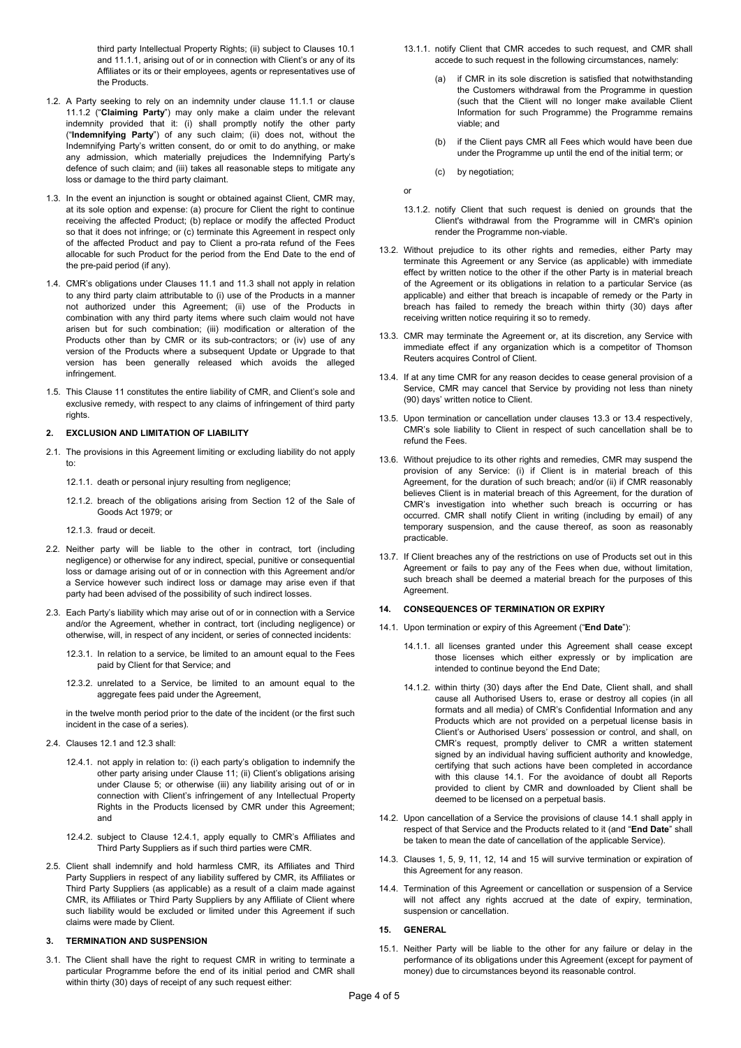third party Intellectual Property Rights; (ii) subject to Clauses 10.1 and 11.1.1, arising out of or in connection with Client's or any of its Affiliates or its or their employees, agents or representatives use of the Products.

1.2. A Party seeking to rely on an indemnity under clause 11.1.1 or clause 11.1.2 ("**Claiming Party**") may only make a claim under the relevant indemnity provided that it: (i) shall promptly notify the other party ("**Indemnifying Party**") of any such claim; (ii) does not, without the Indemnifying Party's written consent, do or omit to do anything, or make any admission, which materially prejudices the Indemnifying Party's defence of such claim; and (iii) takes all reasonable steps to mitigate any loss or damage to the third party claimant.

1.3. In the event an injunction is sought or obtained against Client, CMR may, at its sole option and expense: (a) procure for Client the right to continue receiving the affected Product; (b) replace or modify the affected Product so that it does not infringe; or (c) terminate this Agreement in respect only of the affected Product and pay to Client a pro-rata refund of the Fees allocable for such Product for the period from the End Date to the end of the pre-paid period (if any).

1.4. CMR's obligations under Clauses 11.1 and 11.3 shall not apply in relation to any third party claim attributable to (i) use of the Products in a manner not authorized under this Agreement; (ii) use of the Products in combination with any third party items where such claim would not have arisen but for such combination; (iii) modification or alteration of the Products other than by CMR or its sub-contractors; or (iv) use of any version of the Products where a subsequent Update or Upgrade to that version has been generally released which avoids the alleged infringement.

1.5. This Clause 11 constitutes the entire liability of CMR, and Client's sole and exclusive remedy, with respect to any claims of infringement of third party rights.

**2. EXCLUSION AND LIMITATION OF LIABILITY**

2.1. The provisions in this Agreement limiting or excluding liability do not apply to:

12.1.1. death or personal injury resulting from negligence;

12.1.2. breach of the obligations arising from Section 12 of the Sale of Goods Act 1979; or

12.1.3. fraud or deceit.

2.2. Neither party will be liable to the other in contract, tort (including negligence) or otherwise for any indirect, special, punitive or consequential loss or damage arising out of or in connection with this Agreement and/or a Service however such indirect loss or damage may arise even if that party had been advised of the possibility of such indirect losses.

2.3. Each Party's liability which may arise out of or in connection with a Service and/or the Agreement, whether in contract, tort (including negligence) or otherwise, will, in respect of any incident, or series of connected incidents:

12.3.1. In relation to a service, be limited to an amount equal to the Fees paid by Client for that Service; and

12.3.2. unrelated to a Service, be limited to an amount equal to the aggregate fees paid under the Agreement,

in the twelve month period prior to the date of the incident (or the first such incident in the case of a series).

2.4. Clauses 12.1 and 12.3 shall:

12.4.1. not apply in relation to: (i) each party's obligation to indemnify the other party arising under Clause 11; (ii) Client's obligations arising under Clause 5; or otherwise (iii) any liability arising out of or in connection with Client's infringement of any Intellectual Property Rights in the Products licensed by CMR under this Agreement; and

12.4.2. subject to Clause 12.4.1, apply equally to CMR's Affiliates and Third Party Suppliers as if such third parties were CMR.

2.5. Client shall indemnify and hold harmless CMR, its Affiliates and Third Party Suppliers in respect of any liability suffered by CMR, its Affiliates or Third Party Suppliers (as applicable) as a result of a claim made against CMR, its Affiliates or Third Party Suppliers by any Affiliate of Client where such liability would be excluded or limited under this Agreement if such claims were made by Client.

**3. TERMINATION AND SUSPENSION**

3.1. The Client shall have the right to request CMR in writing to terminate a particular Programme before the end of its initial period and CMR shall within thirty (30) days of receipt of any such request either:

13.1.1. notify Client that CMR accedes to such request, and CMR shall accede to such request in the following circumstances, namely:

(a) if CMR in its sole discretion is satisfied that notwithstanding the Customers withdrawal from the Programme in question (such that the Client will no longer make available Client Information for such Programme) the Programme remains viable; and

(b) if the Client pays CMR all Fees which would have been due under the Programme up until the end of the initial term; or

(c) by negotiation;

or

13.1.2. notify Client that such request is denied on grounds that the Client's withdrawal from the Programme will in CMR's opinion render the Programme non-viable.

13.2. Without prejudice to its other rights and remedies, either Party may terminate this Agreement or any Service (as applicable) with immediate effect by written notice to the other if the other Party is in material breach of the Agreement or its obligations in relation to a particular Service (as applicable) and either that breach is incapable of remedy or the Party in breach has failed to remedy the breach within thirty (30) days after receiving written notice requiring it so to remedy.

13.3. CMR may terminate the Agreement or, at its discretion, any Service with immediate effect if any organization which is a competitor of Thomson Reuters acquires Control of Client.

13.4. If at any time CMR for any reason decides to cease general provision of a Service, CMR may cancel that Service by providing not less than ninety (90) days' written notice to Client.

13.5. Upon termination or cancellation under clauses 13.3 or 13.4 respectively, CMR's sole liability to Client in respect of such cancellation shall be to refund the Fees.

13.6. Without prejudice to its other rights and remedies, CMR may suspend the provision of any Service: (i) if Client is in material breach of this Agreement, for the duration of such breach; and/or (ii) if CMR reasonably believes Client is in material breach of this Agreement, for the duration of CMR's investigation into whether such breach is occurring or has occurred. CMR shall notify Client in writing (including by email) of any temporary suspension, and the cause thereof, as soon as reasonably practicable.

13.7. If Client breaches any of the restrictions on use of Products set out in this Agreement or fails to pay any of the Fees when due, without limitation, such breach shall be deemed a material breach for the purposes of this Agreement.

**14. CONSEQUENCES OF TERMINATION OR EXPIRY**

14.1. Upon termination or expiry of this Agreement ("**End Date**"):

14.1.1. all licenses granted under this Agreement shall cease except those licenses which either expressly or by implication are intended to continue beyond the End Date;

14.1.2. within thirty (30) days after the End Date, Client shall, and shall cause all Authorised Users to, erase or destroy all copies (in all formats and all media) of CMR's Confidential Information and any Products which are not provided on a perpetual license basis in Client's or Authorised Users' possession or control, and shall, on CMR's request, promptly deliver to CMR a written statement signed by an individual having sufficient authority and knowledge, certifying that such actions have been completed in accordance with this clause 14.1. For the avoidance of doubt all Reports provided to client by CMR and downloaded by Client shall be deemed to be licensed on a perpetual basis.

14.2. Upon cancellation of a Service the provisions of clause 14.1 shall apply in respect of that Service and the Products related to it (and "**End Date**" shall be taken to mean the date of cancellation of the applicable Service).

14.3. Clauses 1, 5, 9, 11, 12, 14 and 15 will survive termination or expiration of this Agreement for any reason.

14.4. Termination of this Agreement or cancellation or suspension of a Service will not affect any rights accrued at the date of expiry, termination, suspension or cancellation.

**15. GENERAL**

15.1. Neither Party will be liable to the other for any failure or delay in the performance of its obligations under this Agreement (except for payment of money) due to circumstances beyond its reasonable control.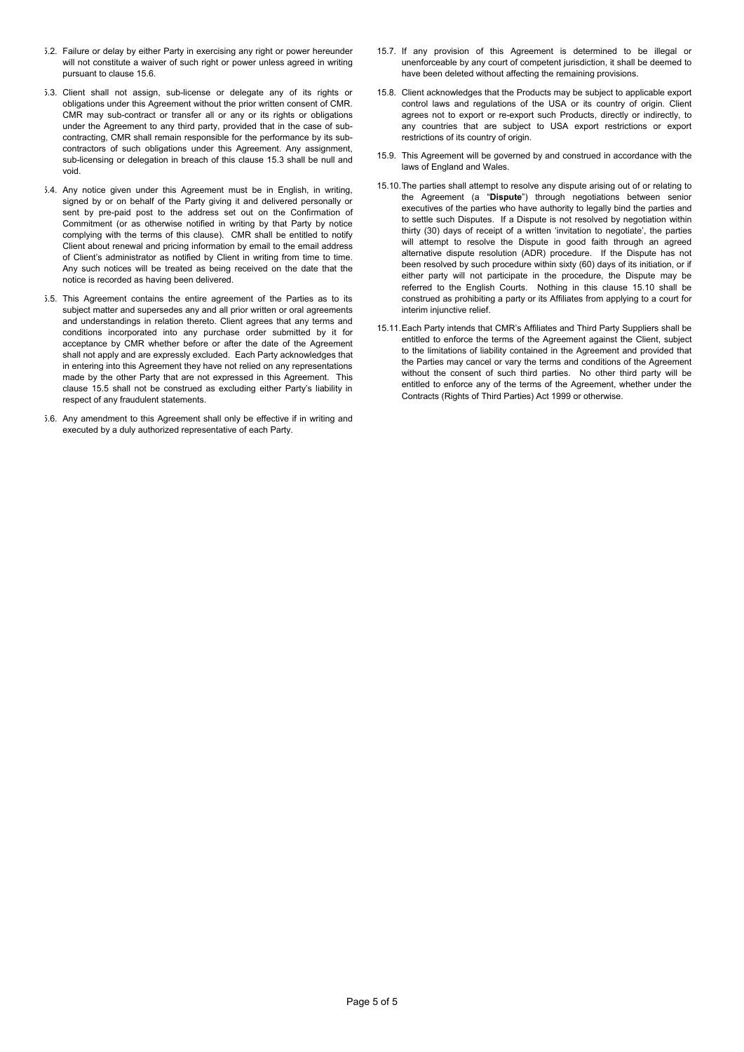15.2. Failure or delay by either Party in exercising any right or power hereunder will not constitute a waiver of such right or power unless agreed in writing pursuant to clause 15.6.

15.3. Client shall not assign, sub-license or delegate any of its rights or obligations under this Agreement without the prior written consent of CMR. CMR may sub-contract or transfer all or any or its rights or obligations under the Agreement to any third party, provided that in the case of sub-contracting, CMR shall remain responsible for the performance by its sub-contractors of such obligations under this Agreement. Any assignment, sub-licensing or delegation in breach of this clause 15.3 shall be null and void.

15.4. Any notice given under this Agreement must be in English, in writing, signed by or on behalf of the Party giving it and delivered personally or sent by pre-paid post to the address set out on the Confirmation of Commitment (or as otherwise notified in writing by that Party by notice complying with the terms of this clause). CMR shall be entitled to notify Client about renewal and pricing information by email to the email address of Client's administrator as notified by Client in writing from time to time. Any such notices will be treated as being received on the date that the notice is recorded as having been delivered.

15.5. This Agreement contains the entire agreement of the Parties as to its subject matter and supersedes any and all prior written or oral agreements and understandings in relation thereto. Client agrees that any terms and conditions incorporated into any purchase order submitted by it for acceptance by CMR whether before or after the date of the Agreement shall not apply and are expressly excluded. Each Party acknowledges that in entering into this Agreement they have not relied on any representations made by the other Party that are not expressed in this Agreement. This clause 15.5 shall not be construed as excluding either Party's liability in respect of any fraudulent statements.

15.6. Any amendment to this Agreement shall only be effective if in writing and executed by a duly authorized representative of each Party.

15.7. If any provision of this Agreement is determined to be illegal or unenforceable by any court of competent jurisdiction, it shall be deemed to have been deleted without affecting the remaining provisions.

15.8. Client acknowledges that the Products may be subject to applicable export control laws and regulations of the USA or its country of origin. Client agrees not to export or re-export such Products, directly or indirectly, to any countries that are subject to USA export restrictions or export restrictions of its country of origin.

15.9. This Agreement will be governed by and construed in accordance with the laws of England and Wales.

15.10. The parties shall attempt to resolve any dispute arising out of or relating to the Agreement (a "**Dispute**") through negotiations between senior executives of the parties who have authority to legally bind the parties and to settle such Disputes. If a Dispute is not resolved by negotiation within thirty (30) days of receipt of a written 'invitation to negotiate', the parties will attempt to resolve the Dispute in good faith through an agreed alternative dispute resolution (ADR) procedure. If the Dispute has not been resolved by such procedure within sixty (60) days of its initiation, or if either party will not participate in the procedure, the Dispute may be referred to the English Courts. Nothing in this clause 15.10 shall be construed as prohibiting a party or its Affiliates from applying to a court for interim injunctive relief.

15.11. Each Party intends that CMR's Affiliates and Third Party Suppliers shall be entitled to enforce the terms of the Agreement against the Client, subject to the limitations of liability contained in the Agreement and provided that the Parties may cancel or vary the terms and conditions of the Agreement without the consent of such third parties. No other third party will be entitled to enforce any of the terms of the Agreement, whether under the Contracts (Rights of Third Parties) Act 1999 or otherwise.